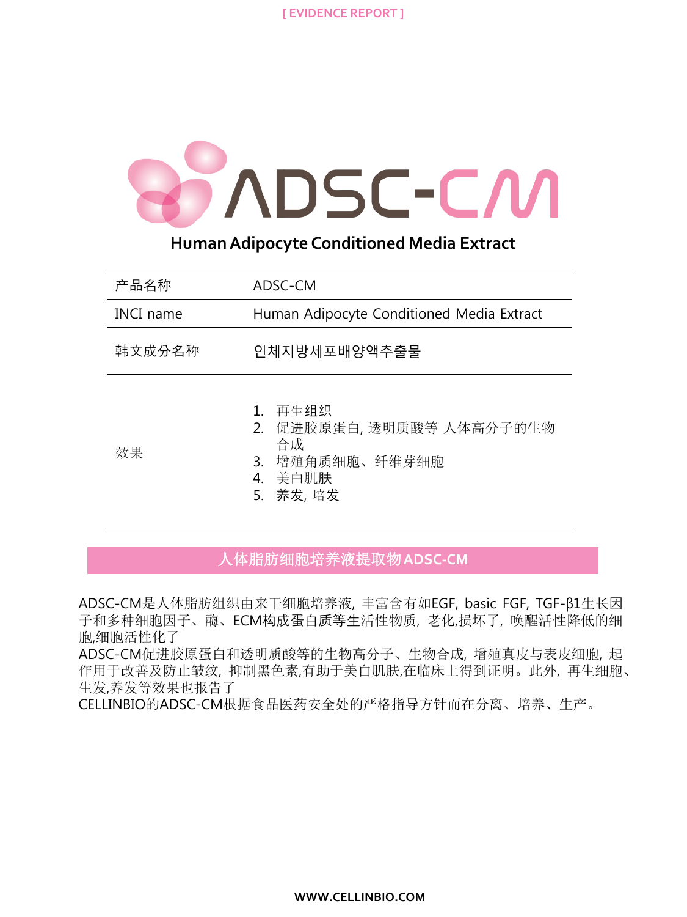[ EVIDENCE REPORT ]

# ADSC-CM

**Human Adipocyte Conditioned Media Extract**

| 产品名称 | ADSC-CM |
| --- | --- |
| INCI name | Human Adipocyte Conditioned Media Extract |
| 韩文成分名称 | 인체지방세포배양액추출물 |
| 效果 | 1. 再生组织<br>2. 促进胶原蛋白, 透明质酸等 人体高分子的生物合成<br>3. 增殖角质细胞、纤维芽细胞<br>4. 美白肌肤<br>5. 养发, 培发 |

## 人体脂肪细胞培养液提取物 ADSC-CM

ADSC-CM是人体脂肪组织由来干细胞培养液, 丰富含有如EGF, basic FGF, TGF-β1生长因子和多种细胞因子、酶、ECM构成蛋白质等生活性物质, 老化,损坏了, 唤醒活性降低的细胞,细胞活性化了

ADSC-CM促进胶原蛋白和透明质酸等的生物高分子、生物合成, 增殖真皮与表皮细胞, 起作用于改善及防止皱纹, 抑制黑色素,有助于美白肌肤,在临床上得到证明。此外, 再生细胞、生发,养发等效果也报告了

CELLINBIO的ADSC-CM根据食品医药安全处的严格指导方针而在分离、培养、生产。

WWW.CELLINBIO.COM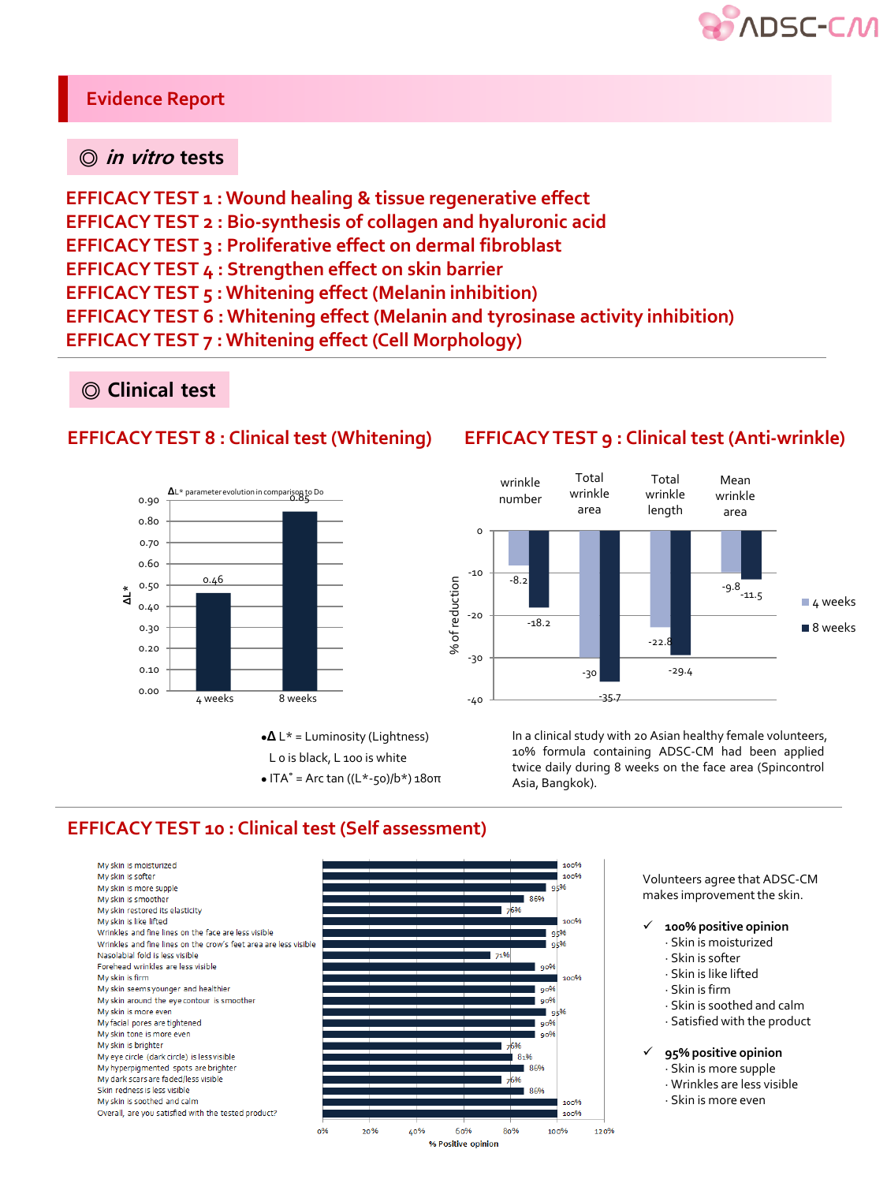ADSC-CM

# Evidence Report

## ◎ *in vitro* tests

**EFFICACY TEST 1 : Wound healing & tissue regenerative effect**
**EFFICACY TEST 2 : Bio-synthesis of collagen and hyaluronic acid**
**EFFICACY TEST 3 : Proliferative effect on dermal fibroblast**
**EFFICACY TEST 4 : Strengthen effect on skin barrier**
**EFFICACY TEST 5 : Whitening effect (Melanin inhibition)**
**EFFICACY TEST 6 : Whitening effect (Melanin and tyrosinase activity inhibition)**
**EFFICACY TEST 7 : Whitening effect (Cell Morphology)**

## ◎ Clinical test

### EFFICACY TEST 8 : Clinical test (Whitening)

ΔL* parameter evolution in comparison to Do

ΔL*

0.00
0.10
0.20
0.30
0.40
0.50
0.60
0.70
0.80
0.90

0.46
0.85

4 weeks
8 weeks

- Δ L* = Luminosity (Lightness)
  L o is black, L 100 is white
- ITA˚ = Arc tan ((L*-50)/b*) 180π

### EFFICACY TEST 9 : Clinical test (Anti-wrinkle)

wrinkle number
Total wrinkle area
Total wrinkle length
Mean wrinkle area

% of reduction

0
-10
-20
-30
-40

-8.2
-18.2
-30
-35.7
-22.8
-29.4
-9.8
-11.5

4 weeks
8 weeks

In a clinical study with 20 Asian healthy female volunteers, 10% formula containing ADSC-CM had been applied twice daily during 8 weeks on the face area (Spincontrol Asia, Bangkok).

### EFFICACY TEST 10 : Clinical test (Self assessment)

My skin is moisturized 100%
My skin is softer 100%
My skin is more supple 95%
My skin is smoother 86%
My skin restored its elasticity 76%
My skin is like lifted 100%
Wrinkles and fine lines on the face are less visible 95%
Wrinkles and fine lines on the crow's feet area are less visible 95%
Nasolabial fold is less visible 71%
Forehead wrinkles are less visible 90%
My skin is firm 100%
My skin seems younger and healthier 90%
My skin around the eye contour is smoother 90%
My skin is more even 95%
My facial pores are tightened 90%
My skin tone is more even 90%
My skin is brighter 76%
My eye circle (dark circle) is less visible 81%
My hyperpigmented spots are brighter 86%
My dark scars are faded/less visible 76%
Skin redness is less visible 86%
My skin is soothed and calm 100%
Overall, are you satisfied with the tested product? 100%

0% 20% 40% 60% 80% 100% 120%
% Positive opinion

Volunteers agree that ADSC-CM makes improvement the skin.

✓ **100% positive opinion**
- Skin is moisturized
- Skin is softer
- Skin is like lifted
- Skin is firm
- Skin is soothed and calm
- Satisfied with the product

✓ **95% positive opinion**
- Skin is more supple
- Wrinkles are less visible
- Skin is more even